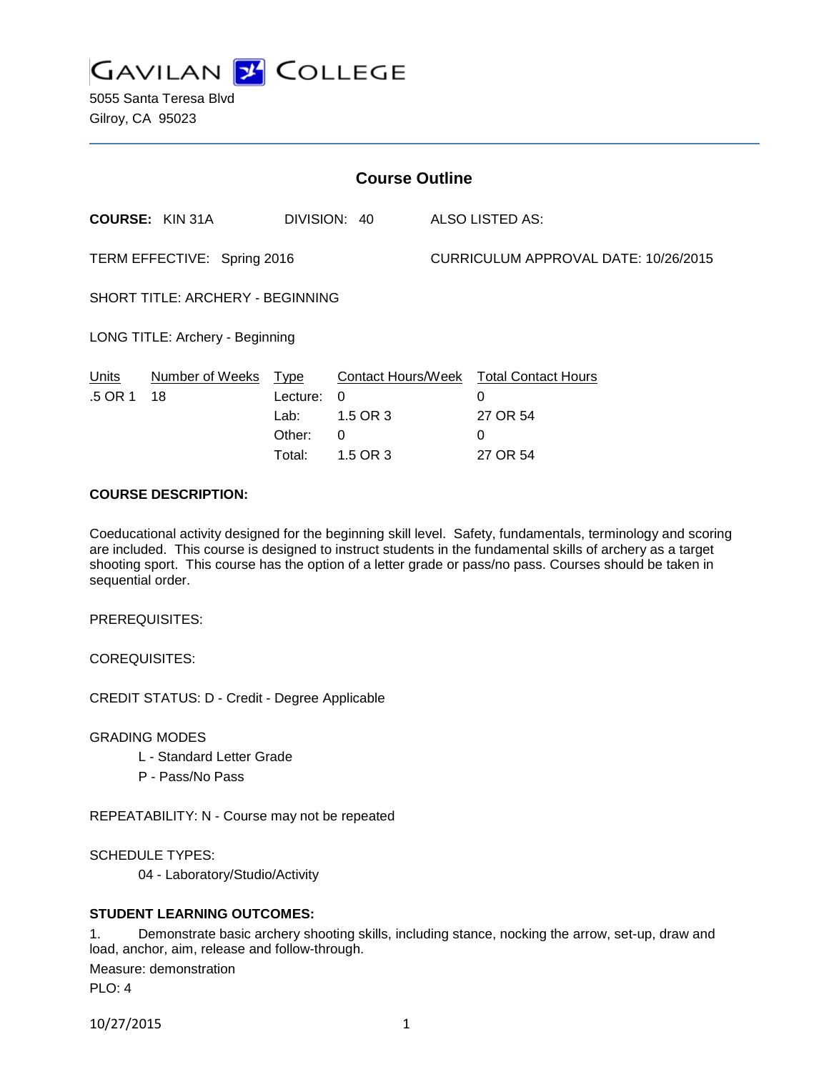# GAVILAN COLLEGE

5055 Santa Teresa Blvd
Gilroy, CA 95023

## Course Outline

**COURSE:** KIN 31A DIVISION: 40 ALSO LISTED AS:

TERM EFFECTIVE: Spring 2016 CURRICULUM APPROVAL DATE: 10/26/2015

SHORT TITLE: ARCHERY - BEGINNING

LONG TITLE: Archery - Beginning

| Units | Number of Weeks | Type | Contact Hours/Week | Total Contact Hours |
|---|---|---|---|---|
| .5 OR 1 | 18 | Lecture: | 0 | 0 |
| | | Lab: | 1.5 OR 3 | 27 OR 54 |
| | | Other: | 0 | 0 |
| | | Total: | 1.5 OR 3 | 27 OR 54 |

**COURSE DESCRIPTION:**

Coeducational activity designed for the beginning skill level. Safety, fundamentals, terminology and scoring are included. This course is designed to instruct students in the fundamental skills of archery as a target shooting sport. This course has the option of a letter grade or pass/no pass. Courses should be taken in sequential order.

PREREQUISITES:

COREQUISITES:

CREDIT STATUS: D - Credit - Degree Applicable

GRADING MODES

L - Standard Letter Grade

P - Pass/No Pass

REPEATABILITY: N - Course may not be repeated

SCHEDULE TYPES:

04 - Laboratory/Studio/Activity

**STUDENT LEARNING OUTCOMES:**

1. Demonstrate basic archery shooting skills, including stance, nocking the arrow, set-up, draw and load, anchor, aim, release and follow-through.

Measure: demonstration

PLO: 4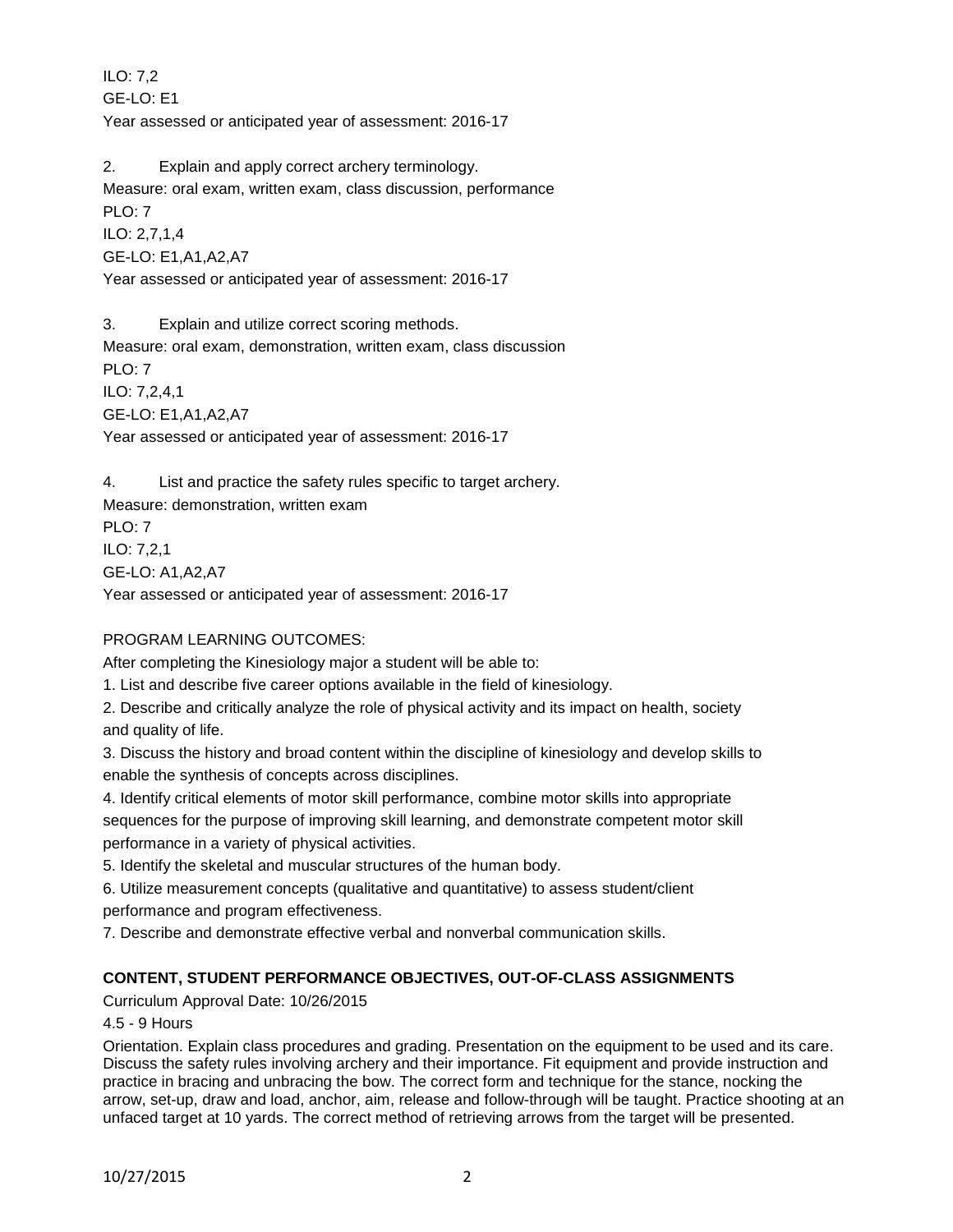ILO: 7,2
GE-LO: E1
Year assessed or anticipated year of assessment: 2016-17

2. Explain and apply correct archery terminology.
Measure: oral exam, written exam, class discussion, performance
PLO: 7
ILO: 2,7,1,4
GE-LO: E1,A1,A2,A7
Year assessed or anticipated year of assessment: 2016-17

3. Explain and utilize correct scoring methods.
Measure: oral exam, demonstration, written exam, class discussion
PLO: 7
ILO: 7,2,4,1
GE-LO: E1,A1,A2,A7
Year assessed or anticipated year of assessment: 2016-17

4. List and practice the safety rules specific to target archery.
Measure: demonstration, written exam
PLO: 7
ILO: 7,2,1
GE-LO: A1,A2,A7
Year assessed or anticipated year of assessment: 2016-17

PROGRAM LEARNING OUTCOMES:
After completing the Kinesiology major a student will be able to:
1. List and describe five career options available in the field of kinesiology.
2. Describe and critically analyze the role of physical activity and its impact on health, society and quality of life.
3. Discuss the history and broad content within the discipline of kinesiology and develop skills to enable the synthesis of concepts across disciplines.
4. Identify critical elements of motor skill performance, combine motor skills into appropriate sequences for the purpose of improving skill learning, and demonstrate competent motor skill performance in a variety of physical activities.
5. Identify the skeletal and muscular structures of the human body.
6. Utilize measurement concepts (qualitative and quantitative) to assess student/client performance and program effectiveness.
7. Describe and demonstrate effective verbal and nonverbal communication skills.

## CONTENT, STUDENT PERFORMANCE OBJECTIVES, OUT-OF-CLASS ASSIGNMENTS

Curriculum Approval Date: 10/26/2015

4.5 - 9 Hours

Orientation. Explain class procedures and grading. Presentation on the equipment to be used and its care. Discuss the safety rules involving archery and their importance. Fit equipment and provide instruction and practice in bracing and unbracing the bow. The correct form and technique for the stance, nocking the arrow, set-up, draw and load, anchor, aim, release and follow-through will be taught. Practice shooting at an unfaced target at 10 yards. The correct method of retrieving arrows from the target will be presented.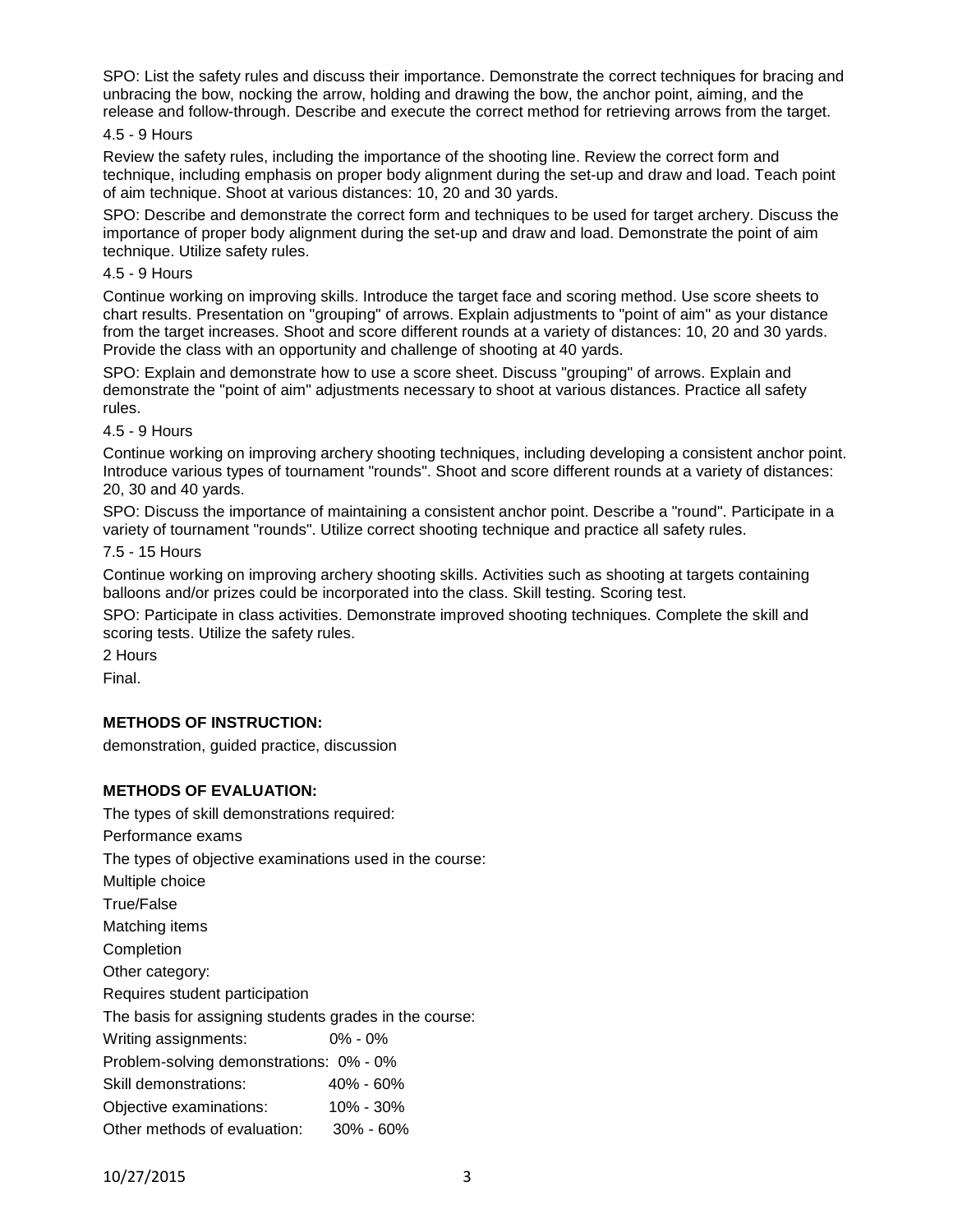SPO: List the safety rules and discuss their importance. Demonstrate the correct techniques for bracing and unbracing the bow, nocking the arrow, holding and drawing the bow, the anchor point, aiming, and the release and follow-through. Describe and execute the correct method for retrieving arrows from the target.

4.5 - 9 Hours

Review the safety rules, including the importance of the shooting line. Review the correct form and technique, including emphasis on proper body alignment during the set-up and draw and load. Teach point of aim technique. Shoot at various distances: 10, 20 and 30 yards.

SPO: Describe and demonstrate the correct form and techniques to be used for target archery. Discuss the importance of proper body alignment during the set-up and draw and load. Demonstrate the point of aim technique. Utilize safety rules.

4.5 - 9 Hours

Continue working on improving skills. Introduce the target face and scoring method. Use score sheets to chart results. Presentation on "grouping" of arrows. Explain adjustments to "point of aim" as your distance from the target increases. Shoot and score different rounds at a variety of distances: 10, 20 and 30 yards. Provide the class with an opportunity and challenge of shooting at 40 yards.

SPO: Explain and demonstrate how to use a score sheet. Discuss "grouping" of arrows. Explain and demonstrate the "point of aim" adjustments necessary to shoot at various distances. Practice all safety rules.

4.5 - 9 Hours

Continue working on improving archery shooting techniques, including developing a consistent anchor point. Introduce various types of tournament "rounds". Shoot and score different rounds at a variety of distances: 20, 30 and 40 yards.

SPO: Discuss the importance of maintaining a consistent anchor point. Describe a "round". Participate in a variety of tournament "rounds". Utilize correct shooting technique and practice all safety rules.

7.5 - 15 Hours

Continue working on improving archery shooting skills. Activities such as shooting at targets containing balloons and/or prizes could be incorporated into the class. Skill testing. Scoring test.

SPO: Participate in class activities. Demonstrate improved shooting techniques. Complete the skill and scoring tests. Utilize the safety rules.

2 Hours

Final.

**METHODS OF INSTRUCTION:**

demonstration, guided practice, discussion

**METHODS OF EVALUATION:**

The types of skill demonstrations required:

Performance exams

The types of objective examinations used in the course:

Multiple choice

True/False

Matching items

Completion

Other category:

Requires student participation

The basis for assigning students grades in the course:

| | |
|---|---|
| Writing assignments: | 0% - 0% |
| Problem-solving demonstrations: | 0% - 0% |
| Skill demonstrations: | 40% - 60% |
| Objective examinations: | 10% - 30% |
| Other methods of evaluation: | 30% - 60% |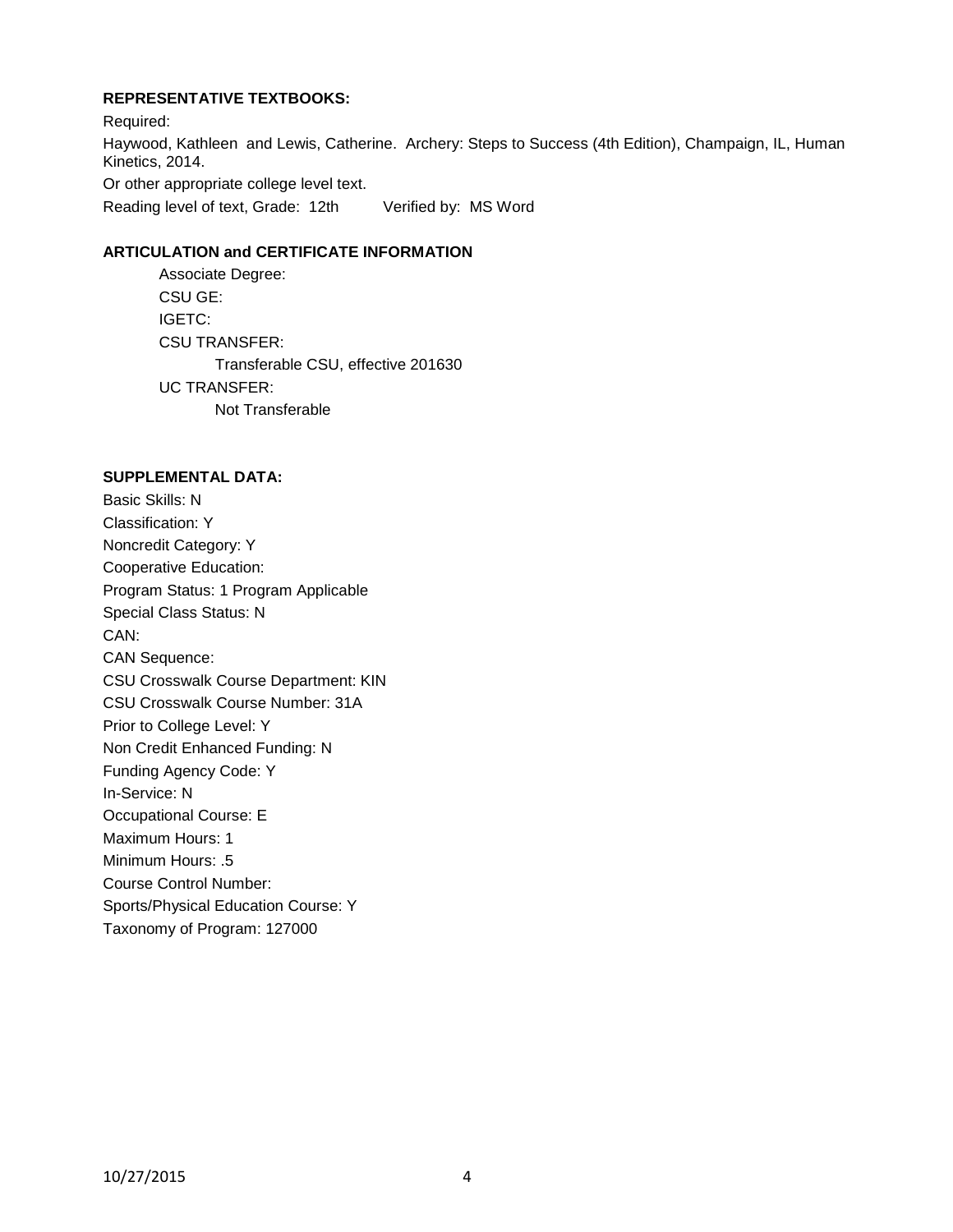**REPRESENTATIVE TEXTBOOKS:**

Required:

Haywood, Kathleen and Lewis, Catherine. Archery: Steps to Success (4th Edition), Champaign, IL, Human Kinetics, 2014.

Or other appropriate college level text.

Reading level of text, Grade: 12th Verified by: MS Word

**ARTICULATION and CERTIFICATE INFORMATION**

Associate Degree:

CSU GE:

IGETC:

CSU TRANSFER:

Transferable CSU, effective 201630

UC TRANSFER:

Not Transferable

**SUPPLEMENTAL DATA:**

Basic Skills: N

Classification: Y

Noncredit Category: Y

Cooperative Education:

Program Status: 1 Program Applicable

Special Class Status: N

CAN:

CAN Sequence:

CSU Crosswalk Course Department: KIN

CSU Crosswalk Course Number: 31A

Prior to College Level: Y

Non Credit Enhanced Funding: N

Funding Agency Code: Y

In-Service: N

Occupational Course: E

Maximum Hours: 1

Minimum Hours: .5

Course Control Number:

Sports/Physical Education Course: Y

Taxonomy of Program: 127000